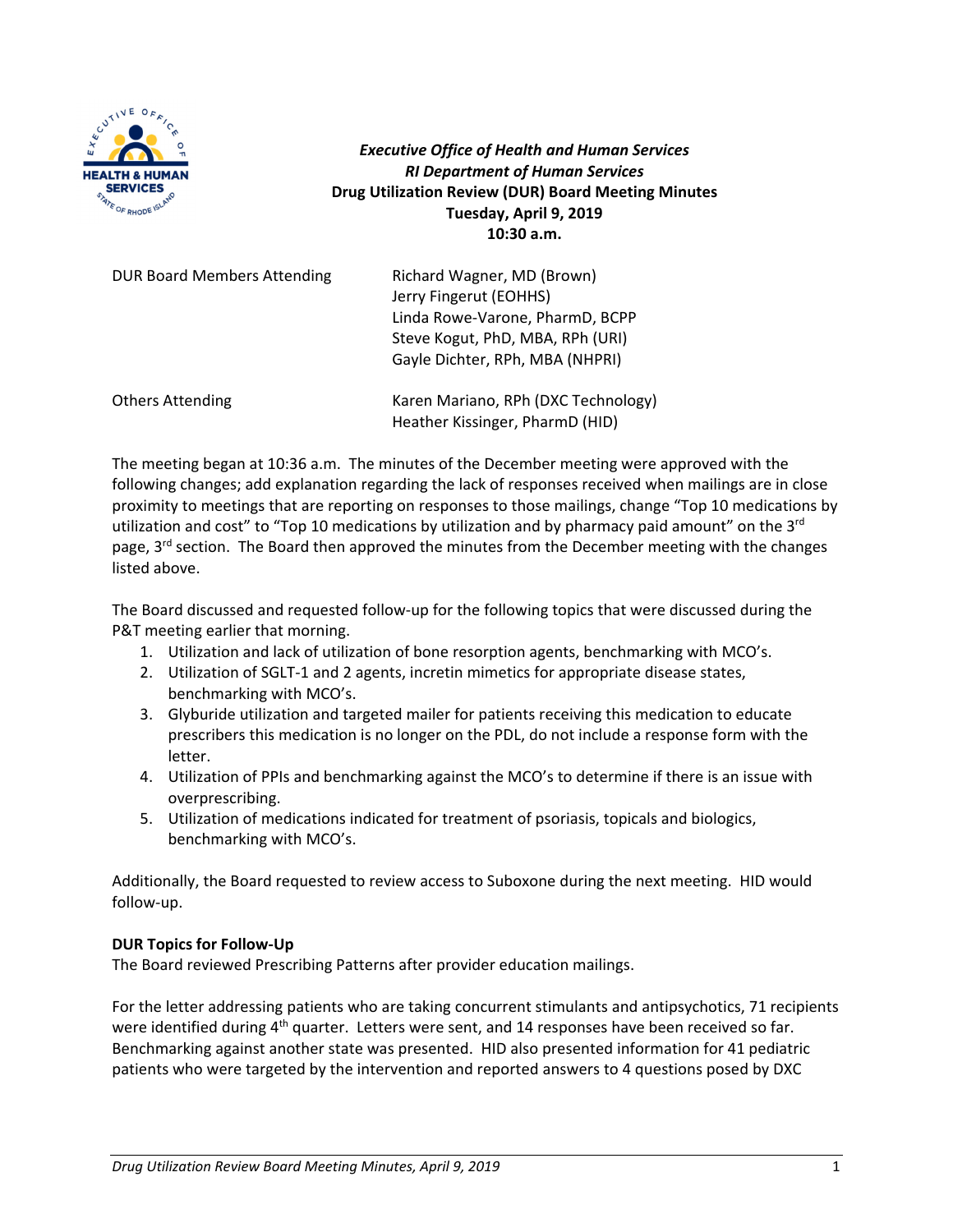*Executive Office of Health and Human Services*
*RI Department of Human Services*
**Drug Utilization Review (DUR) Board Meeting Minutes**
**Tuesday, April 9, 2019**
**10:30 a.m.**

| | |
|---|---|
| DUR Board Members Attending | Richard Wagner, MD (Brown)<br>Jerry Fingerut (EOHHS)<br>Linda Rowe-Varone, PharmD, BCPP<br>Steve Kogut, PhD, MBA, RPh (URI)<br>Gayle Dichter, RPh, MBA (NHPRI) |
| Others Attending | Karen Mariano, RPh (DXC Technology)<br>Heather Kissinger, PharmD (HID) |

The meeting began at 10:36 a.m. The minutes of the December meeting were approved with the following changes; add explanation regarding the lack of responses received when mailings are in close proximity to meetings that are reporting on responses to those mailings, change "Top 10 medications by utilization and cost" to "Top 10 medications by utilization and by pharmacy paid amount" on the 3rd page, 3rd section. The Board then approved the minutes from the December meeting with the changes listed above.

The Board discussed and requested follow-up for the following topics that were discussed during the P&T meeting earlier that morning.

1. Utilization and lack of utilization of bone resorption agents, benchmarking with MCO's.
2. Utilization of SGLT-1 and 2 agents, incretin mimetics for appropriate disease states, benchmarking with MCO's.
3. Glyburide utilization and targeted mailer for patients receiving this medication to educate prescribers this medication is no longer on the PDL, do not include a response form with the letter.
4. Utilization of PPIs and benchmarking against the MCO's to determine if there is an issue with overprescribing.
5. Utilization of medications indicated for treatment of psoriasis, topicals and biologics, benchmarking with MCO's.

Additionally, the Board requested to review access to Suboxone during the next meeting. HID would follow-up.

**DUR Topics for Follow-Up**

The Board reviewed Prescribing Patterns after provider education mailings.

For the letter addressing patients who are taking concurrent stimulants and antipsychotics, 71 recipients were identified during 4th quarter. Letters were sent, and 14 responses have been received so far. Benchmarking against another state was presented. HID also presented information for 41 pediatric patients who were targeted by the intervention and reported answers to 4 questions posed by DXC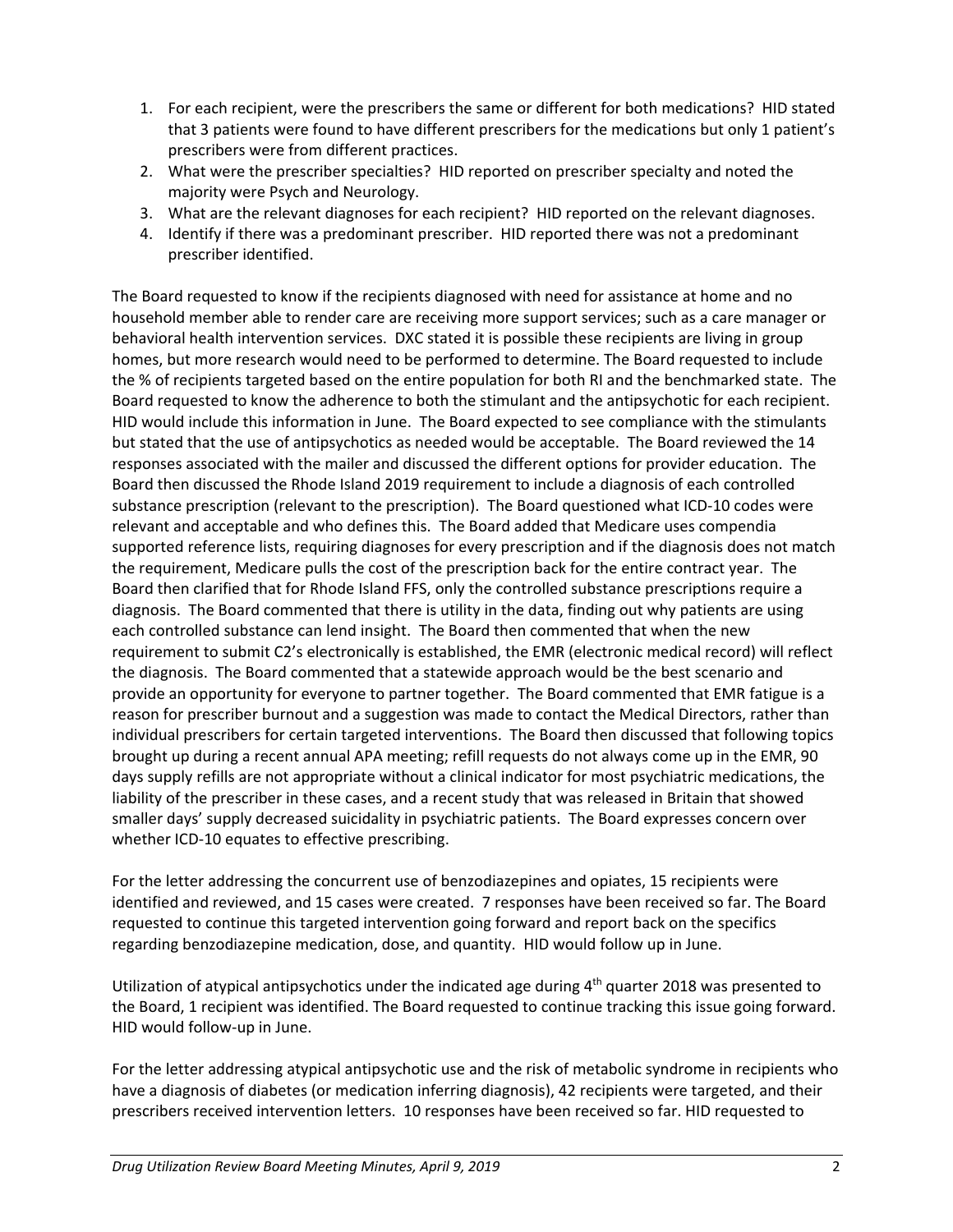1. For each recipient, were the prescribers the same or different for both medications? HID stated that 3 patients were found to have different prescribers for the medications but only 1 patient's prescribers were from different practices.
2. What were the prescriber specialties? HID reported on prescriber specialty and noted the majority were Psych and Neurology.
3. What are the relevant diagnoses for each recipient? HID reported on the relevant diagnoses.
4. Identify if there was a predominant prescriber. HID reported there was not a predominant prescriber identified.

The Board requested to know if the recipients diagnosed with need for assistance at home and no household member able to render care are receiving more support services; such as a care manager or behavioral health intervention services. DXC stated it is possible these recipients are living in group homes, but more research would need to be performed to determine. The Board requested to include the % of recipients targeted based on the entire population for both RI and the benchmarked state. The Board requested to know the adherence to both the stimulant and the antipsychotic for each recipient. HID would include this information in June. The Board expected to see compliance with the stimulants but stated that the use of antipsychotics as needed would be acceptable. The Board reviewed the 14 responses associated with the mailer and discussed the different options for provider education. The Board then discussed the Rhode Island 2019 requirement to include a diagnosis of each controlled substance prescription (relevant to the prescription). The Board questioned what ICD-10 codes were relevant and acceptable and who defines this. The Board added that Medicare uses compendia supported reference lists, requiring diagnoses for every prescription and if the diagnosis does not match the requirement, Medicare pulls the cost of the prescription back for the entire contract year. The Board then clarified that for Rhode Island FFS, only the controlled substance prescriptions require a diagnosis. The Board commented that there is utility in the data, finding out why patients are using each controlled substance can lend insight. The Board then commented that when the new requirement to submit C2's electronically is established, the EMR (electronic medical record) will reflect the diagnosis. The Board commented that a statewide approach would be the best scenario and provide an opportunity for everyone to partner together. The Board commented that EMR fatigue is a reason for prescriber burnout and a suggestion was made to contact the Medical Directors, rather than individual prescribers for certain targeted interventions. The Board then discussed that following topics brought up during a recent annual APA meeting; refill requests do not always come up in the EMR, 90 days supply refills are not appropriate without a clinical indicator for most psychiatric medications, the liability of the prescriber in these cases, and a recent study that was released in Britain that showed smaller days' supply decreased suicidality in psychiatric patients. The Board expresses concern over whether ICD-10 equates to effective prescribing.

For the letter addressing the concurrent use of benzodiazepines and opiates, 15 recipients were identified and reviewed, and 15 cases were created. 7 responses have been received so far. The Board requested to continue this targeted intervention going forward and report back on the specifics regarding benzodiazepine medication, dose, and quantity. HID would follow up in June.

Utilization of atypical antipsychotics under the indicated age during 4th quarter 2018 was presented to the Board, 1 recipient was identified. The Board requested to continue tracking this issue going forward. HID would follow-up in June.

For the letter addressing atypical antipsychotic use and the risk of metabolic syndrome in recipients who have a diagnosis of diabetes (or medication inferring diagnosis), 42 recipients were targeted, and their prescribers received intervention letters. 10 responses have been received so far. HID requested to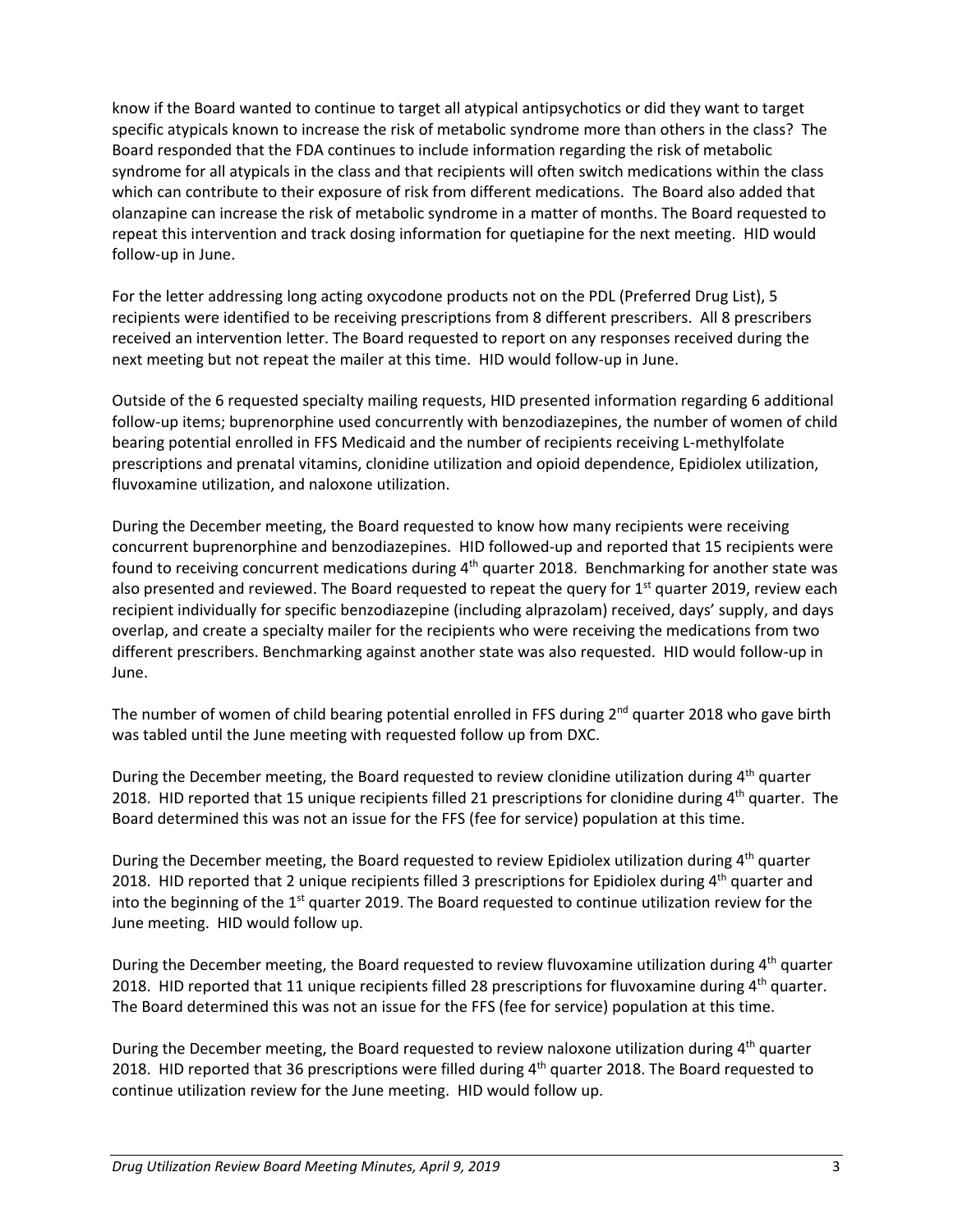know if the Board wanted to continue to target all atypical antipsychotics or did they want to target specific atypicals known to increase the risk of metabolic syndrome more than others in the class? The Board responded that the FDA continues to include information regarding the risk of metabolic syndrome for all atypicals in the class and that recipients will often switch medications within the class which can contribute to their exposure of risk from different medications. The Board also added that olanzapine can increase the risk of metabolic syndrome in a matter of months. The Board requested to repeat this intervention and track dosing information for quetiapine for the next meeting. HID would follow-up in June.

For the letter addressing long acting oxycodone products not on the PDL (Preferred Drug List), 5 recipients were identified to be receiving prescriptions from 8 different prescribers. All 8 prescribers received an intervention letter. The Board requested to report on any responses received during the next meeting but not repeat the mailer at this time. HID would follow-up in June.

Outside of the 6 requested specialty mailing requests, HID presented information regarding 6 additional follow-up items; buprenorphine used concurrently with benzodiazepines, the number of women of child bearing potential enrolled in FFS Medicaid and the number of recipients receiving L-methylfolate prescriptions and prenatal vitamins, clonidine utilization and opioid dependence, Epidiolex utilization, fluvoxamine utilization, and naloxone utilization.

During the December meeting, the Board requested to know how many recipients were receiving concurrent buprenorphine and benzodiazepines. HID followed-up and reported that 15 recipients were found to receiving concurrent medications during 4th quarter 2018. Benchmarking for another state was also presented and reviewed. The Board requested to repeat the query for 1st quarter 2019, review each recipient individually for specific benzodiazepine (including alprazolam) received, days' supply, and days overlap, and create a specialty mailer for the recipients who were receiving the medications from two different prescribers. Benchmarking against another state was also requested. HID would follow-up in June.

The number of women of child bearing potential enrolled in FFS during 2nd quarter 2018 who gave birth was tabled until the June meeting with requested follow up from DXC.

During the December meeting, the Board requested to review clonidine utilization during 4th quarter 2018. HID reported that 15 unique recipients filled 21 prescriptions for clonidine during 4th quarter. The Board determined this was not an issue for the FFS (fee for service) population at this time.

During the December meeting, the Board requested to review Epidiolex utilization during 4th quarter 2018. HID reported that 2 unique recipients filled 3 prescriptions for Epidiolex during 4th quarter and into the beginning of the 1st quarter 2019. The Board requested to continue utilization review for the June meeting. HID would follow up.

During the December meeting, the Board requested to review fluvoxamine utilization during 4th quarter 2018. HID reported that 11 unique recipients filled 28 prescriptions for fluvoxamine during 4th quarter. The Board determined this was not an issue for the FFS (fee for service) population at this time.

During the December meeting, the Board requested to review naloxone utilization during 4th quarter 2018. HID reported that 36 prescriptions were filled during 4th quarter 2018. The Board requested to continue utilization review for the June meeting. HID would follow up.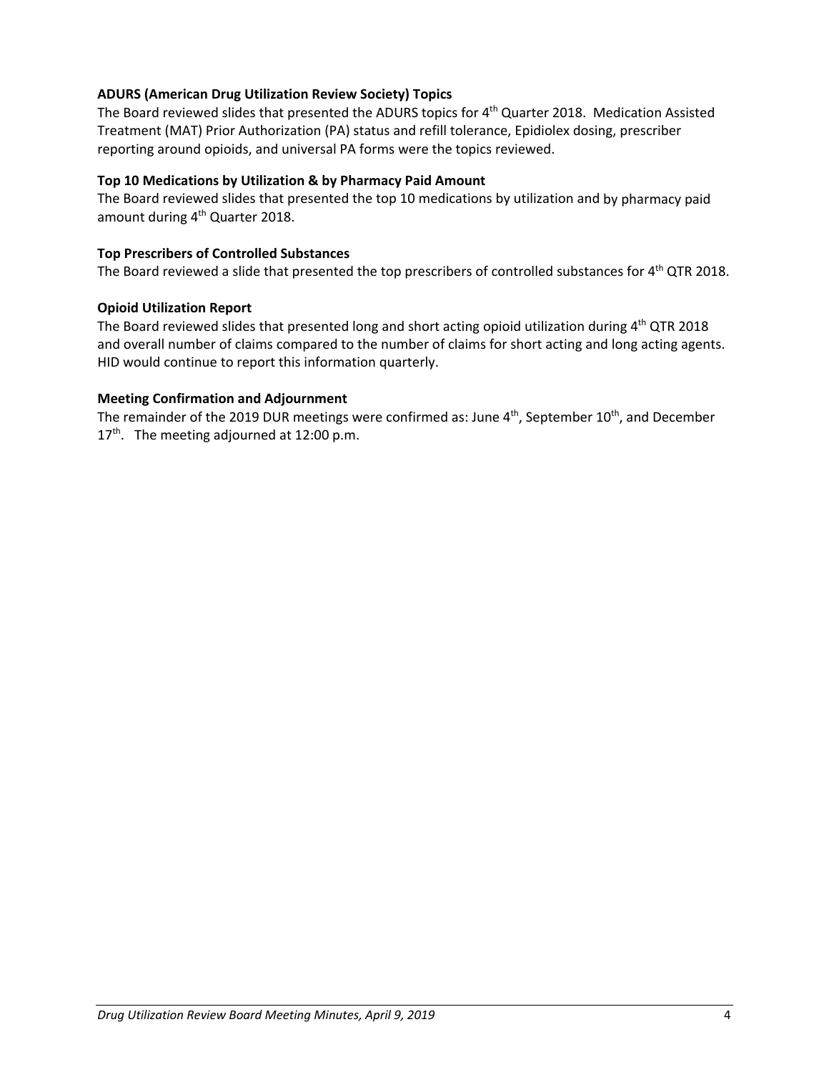**ADURS (American Drug Utilization Review Society) Topics**

The Board reviewed slides that presented the ADURS topics for 4th Quarter 2018. Medication Assisted Treatment (MAT) Prior Authorization (PA) status and refill tolerance, Epidiolex dosing, prescriber reporting around opioids, and universal PA forms were the topics reviewed.

**Top 10 Medications by Utilization & by Pharmacy Paid Amount**

The Board reviewed slides that presented the top 10 medications by utilization and by pharmacy paid amount during 4th Quarter 2018.

**Top Prescribers of Controlled Substances**

The Board reviewed a slide that presented the top prescribers of controlled substances for 4th QTR 2018.

**Opioid Utilization Report**

The Board reviewed slides that presented long and short acting opioid utilization during 4th QTR 2018 and overall number of claims compared to the number of claims for short acting and long acting agents. HID would continue to report this information quarterly.

**Meeting Confirmation and Adjournment**

The remainder of the 2019 DUR meetings were confirmed as: June 4th, September 10th, and December 17th. The meeting adjourned at 12:00 p.m.